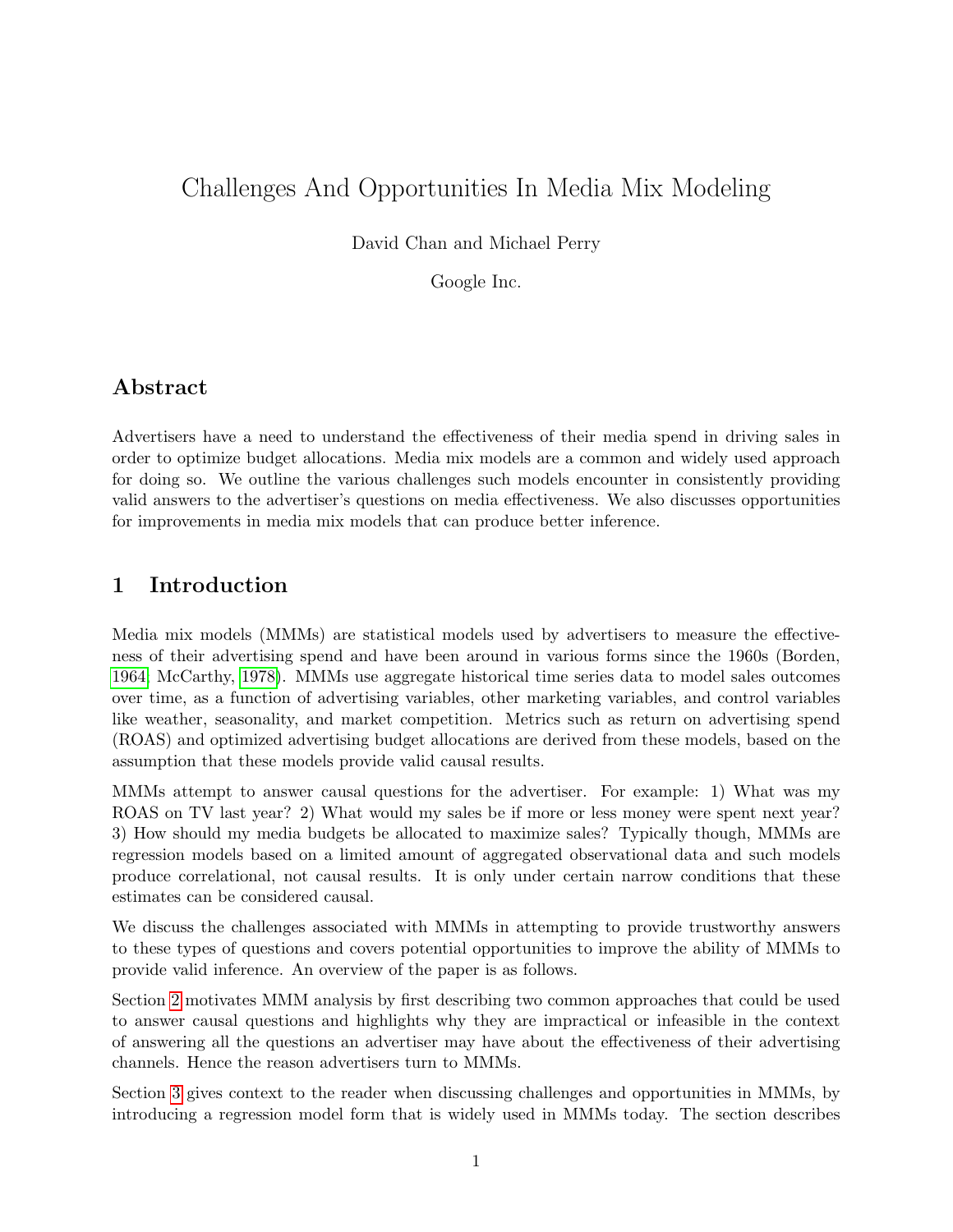// Challenges And Opportunities In Media Mix Modeling

David Chan and Michael Perry

Google Inc.

## Abstract

Advertisers have a need to understand the effectiveness of their media spend in driving sales in order to optimize budget allocations. Media mix models are a common and widely used approach for doing so. We outline the various challenges such models encounter in consistently providing valid answers to the advertiser's questions on media effectiveness. We also discusses opportunities for improvements in media mix models that can produce better inference.

## 1 Introduction

Media mix models (MMMs) are statistical models used by advertisers to measure the effectiveness of their advertising spend and have been around in various forms since the 1960s (Borden, 1964; McCarthy, 1978). MMMs use aggregate historical time series data to model sales outcomes over time, as a function of advertising variables, other marketing variables, and control variables like weather, seasonality, and market competition. Metrics such as return on advertising spend (ROAS) and optimized advertising budget allocations are derived from these models, based on the assumption that these models provide valid causal results.

MMMs attempt to answer causal questions for the advertiser. For example: 1) What was my ROAS on TV last year? 2) What would my sales be if more or less money were spent next year? 3) How should my media budgets be allocated to maximize sales? Typically though, MMMs are regression models based on a limited amount of aggregated observational data and such models produce correlational, not causal results. It is only under certain narrow conditions that these estimates can be considered causal.

We discuss the challenges associated with MMMs in attempting to provide trustworthy answers to these types of questions and covers potential opportunities to improve the ability of MMMs to provide valid inference. An overview of the paper is as follows.

Section 2 motivates MMM analysis by first describing two common approaches that could be used to answer causal questions and highlights why they are impractical or infeasible in the context of answering all the questions an advertiser may have about the effectiveness of their advertising channels. Hence the reason advertisers turn to MMMs.

Section 3 gives context to the reader when discussing challenges and opportunities in MMMs, by introducing a regression model form that is widely used in MMMs today. The section describes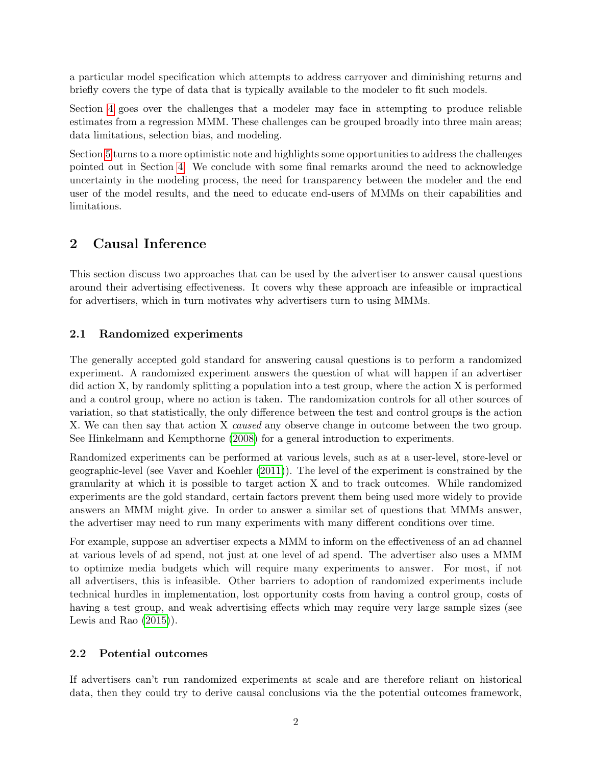a particular model specification which attempts to address carryover and diminishing returns and briefly covers the type of data that is typically available to the modeler to fit such models.

Section 4 goes over the challenges that a modeler may face in attempting to produce reliable estimates from a regression MMM. These challenges can be grouped broadly into three main areas; data limitations, selection bias, and modeling.

Section 5 turns to a more optimistic note and highlights some opportunities to address the challenges pointed out in Section 4. We conclude with some final remarks around the need to acknowledge uncertainty in the modeling process, the need for transparency between the modeler and the end user of the model results, and the need to educate end-users of MMMs on their capabilities and limitations.

## 2 Causal Inference

This section discuss two approaches that can be used by the advertiser to answer causal questions around their advertising effectiveness. It covers why these approach are infeasible or impractical for advertisers, which in turn motivates why advertisers turn to using MMMs.

### 2.1 Randomized experiments

The generally accepted gold standard for answering causal questions is to perform a randomized experiment. A randomized experiment answers the question of what will happen if an advertiser did action X, by randomly splitting a population into a test group, where the action X is performed and a control group, where no action is taken. The randomization controls for all other sources of variation, so that statistically, the only difference between the test and control groups is the action X. We can then say that action X *caused* any observe change in outcome between the two group. See Hinkelmann and Kempthorne (2008) for a general introduction to experiments.

Randomized experiments can be performed at various levels, such as at a user-level, store-level or geographic-level (see Vaver and Koehler (2011)). The level of the experiment is constrained by the granularity at which it is possible to target action X and to track outcomes. While randomized experiments are the gold standard, certain factors prevent them being used more widely to provide answers an MMM might give. In order to answer a similar set of questions that MMMs answer, the advertiser may need to run many experiments with many different conditions over time.

For example, suppose an advertiser expects a MMM to inform on the effectiveness of an ad channel at various levels of ad spend, not just at one level of ad spend. The advertiser also uses a MMM to optimize media budgets which will require many experiments to answer. For most, if not all advertisers, this is infeasible. Other barriers to adoption of randomized experiments include technical hurdles in implementation, lost opportunity costs from having a control group, costs of having a test group, and weak advertising effects which may require very large sample sizes (see Lewis and Rao (2015)).

### 2.2 Potential outcomes

If advertisers can't run randomized experiments at scale and are therefore reliant on historical data, then they could try to derive causal conclusions via the the potential outcomes framework,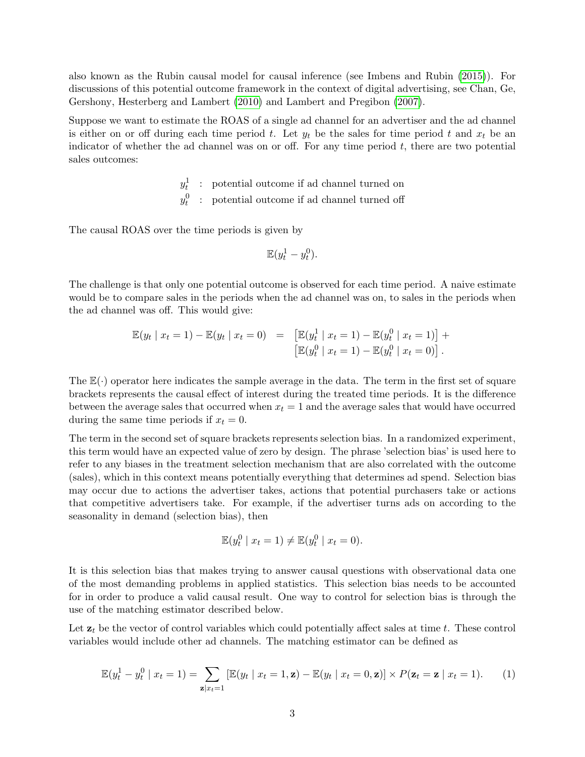also known as the Rubin causal model for causal inference (see Imbens and Rubin (2015)). For discussions of this potential outcome framework in the context of digital advertising, see Chan, Ge, Gershony, Hesterberg and Lambert (2010) and Lambert and Pregibon (2007).

Suppose we want to estimate the ROAS of a single ad channel for an advertiser and the ad channel is either on or off during each time period $t$. Let $y_t$ be the sales for time period $t$ and $x_t$ be an indicator of whether the ad channel was on or off. For any time period $t$, there are two potential sales outcomes:

$$
\begin{aligned}
y_t^1 &: \text{ potential outcome if ad channel turned on} \\
y_t^0 &: \text{ potential outcome if ad channel turned off}
\end{aligned}
$$

The causal ROAS over the time periods is given by

$$\mathbb{E}(y_t^1 - y_t^0).$$

The challenge is that only one potential outcome is observed for each time period. A naive estimate would be to compare sales in the periods when the ad channel was on, to sales in the periods when the ad channel was off. This would give:

$$
\begin{aligned}
\mathbb{E}(y_t \mid x_t = 1) - \mathbb{E}(y_t \mid x_t = 0) \;=\; & \left[\mathbb{E}(y_t^1 \mid x_t = 1) - \mathbb{E}(y_t^0 \mid x_t = 1)\right] + \\
& \left[\mathbb{E}(y_t^0 \mid x_t = 1) - \mathbb{E}(y_t^0 \mid x_t = 0)\right].
\end{aligned}
$$

The $\mathbb{E}(\cdot)$ operator here indicates the sample average in the data. The term in the first set of square brackets represents the causal effect of interest during the treated time periods. It is the difference between the average sales that occurred when $x_t = 1$ and the average sales that would have occurred during the same time periods if $x_t = 0$.

The term in the second set of square brackets represents selection bias. In a randomized experiment, this term would have an expected value of zero by design. The phrase 'selection bias' is used here to refer to any biases in the treatment selection mechanism that are also correlated with the outcome (sales), which in this context means potentially everything that determines ad spend. Selection bias may occur due to actions the advertiser takes, actions that potential purchasers take or actions that competitive advertisers take. For example, if the advertiser turns ads on according to the seasonality in demand (selection bias), then

$$\mathbb{E}(y_t^0 \mid x_t = 1) \neq \mathbb{E}(y_t^0 \mid x_t = 0).$$

It is this selection bias that makes trying to answer causal questions with observational data one of the most demanding problems in applied statistics. This selection bias needs to be accounted for in order to produce a valid causal result. One way to control for selection bias is through the use of the matching estimator described below.

Let $\mathbf{z}_t$ be the vector of control variables which could potentially affect sales at time $t$. These control variables would include other ad channels. The matching estimator can be defined as

$$\mathbb{E}(y_t^1 - y_t^0 \mid x_t = 1) = \sum_{\mathbf{z} \mid x_t = 1} \left[\mathbb{E}(y_t \mid x_t = 1, \mathbf{z}) - \mathbb{E}(y_t \mid x_t = 0, \mathbf{z})\right] \times P(\mathbf{z}_t = \mathbf{z} \mid x_t = 1). \tag{1}$$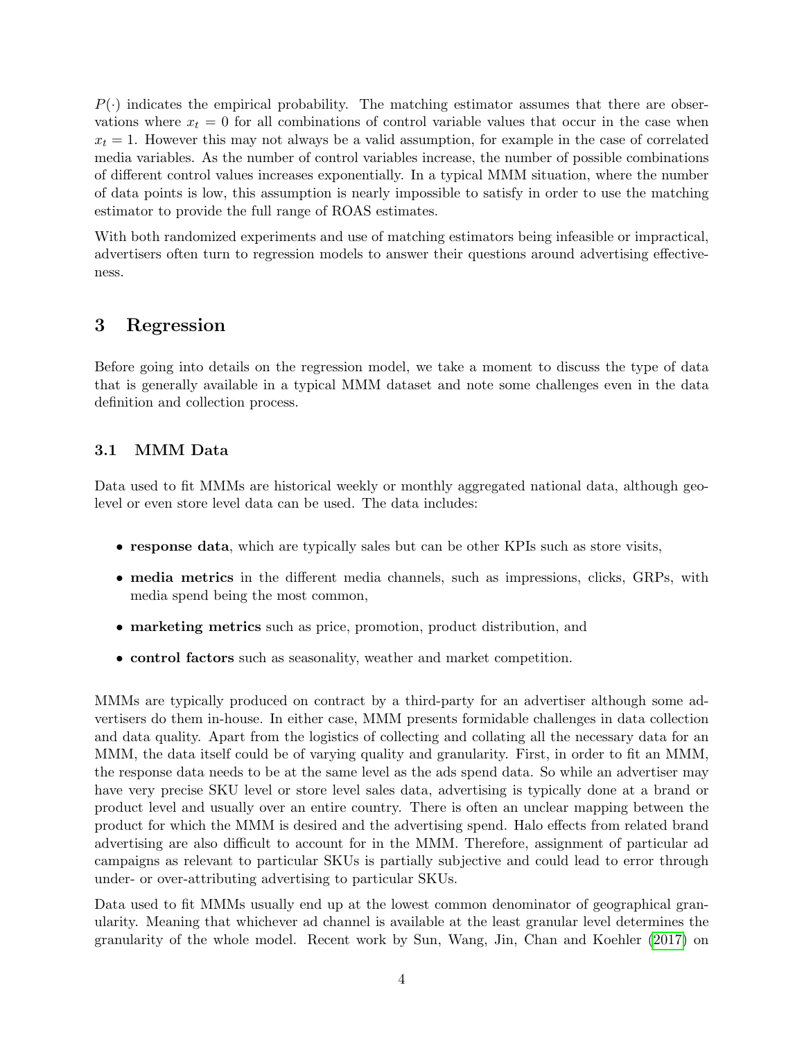$P(\cdot)$ indicates the empirical probability. The matching estimator assumes that there are observations where $x_t = 0$ for all combinations of control variable values that occur in the case when $x_t = 1$. However this may not always be a valid assumption, for example in the case of correlated media variables. As the number of control variables increase, the number of possible combinations of different control values increases exponentially. In a typical MMM situation, where the number of data points is low, this assumption is nearly impossible to satisfy in order to use the matching estimator to provide the full range of ROAS estimates.

With both randomized experiments and use of matching estimators being infeasible or impractical, advertisers often turn to regression models to answer their questions around advertising effectiveness.

# 3 Regression

Before going into details on the regression model, we take a moment to discuss the type of data that is generally available in a typical MMM dataset and note some challenges even in the data definition and collection process.

## 3.1 MMM Data

Data used to fit MMMs are historical weekly or monthly aggregated national data, although geo-level or even store level data can be used. The data includes:

- **response data**, which are typically sales but can be other KPIs such as store visits,
- **media metrics** in the different media channels, such as impressions, clicks, GRPs, with media spend being the most common,
- **marketing metrics** such as price, promotion, product distribution, and
- **control factors** such as seasonality, weather and market competition.

MMMs are typically produced on contract by a third-party for an advertiser although some advertisers do them in-house. In either case, MMM presents formidable challenges in data collection and data quality. Apart from the logistics of collecting and collating all the necessary data for an MMM, the data itself could be of varying quality and granularity. First, in order to fit an MMM, the response data needs to be at the same level as the ads spend data. So while an advertiser may have very precise SKU level or store level sales data, advertising is typically done at a brand or product level and usually over an entire country. There is often an unclear mapping between the product for which the MMM is desired and the advertising spend. Halo effects from related brand advertising are also difficult to account for in the MMM. Therefore, assignment of particular ad campaigns as relevant to particular SKUs is partially subjective and could lead to error through under- or over-attributing advertising to particular SKUs.

Data used to fit MMMs usually end up at the lowest common denominator of geographical granularity. Meaning that whichever ad channel is available at the least granular level determines the granularity of the whole model. Recent work by Sun, Wang, Jin, Chan and Koehler (2017) on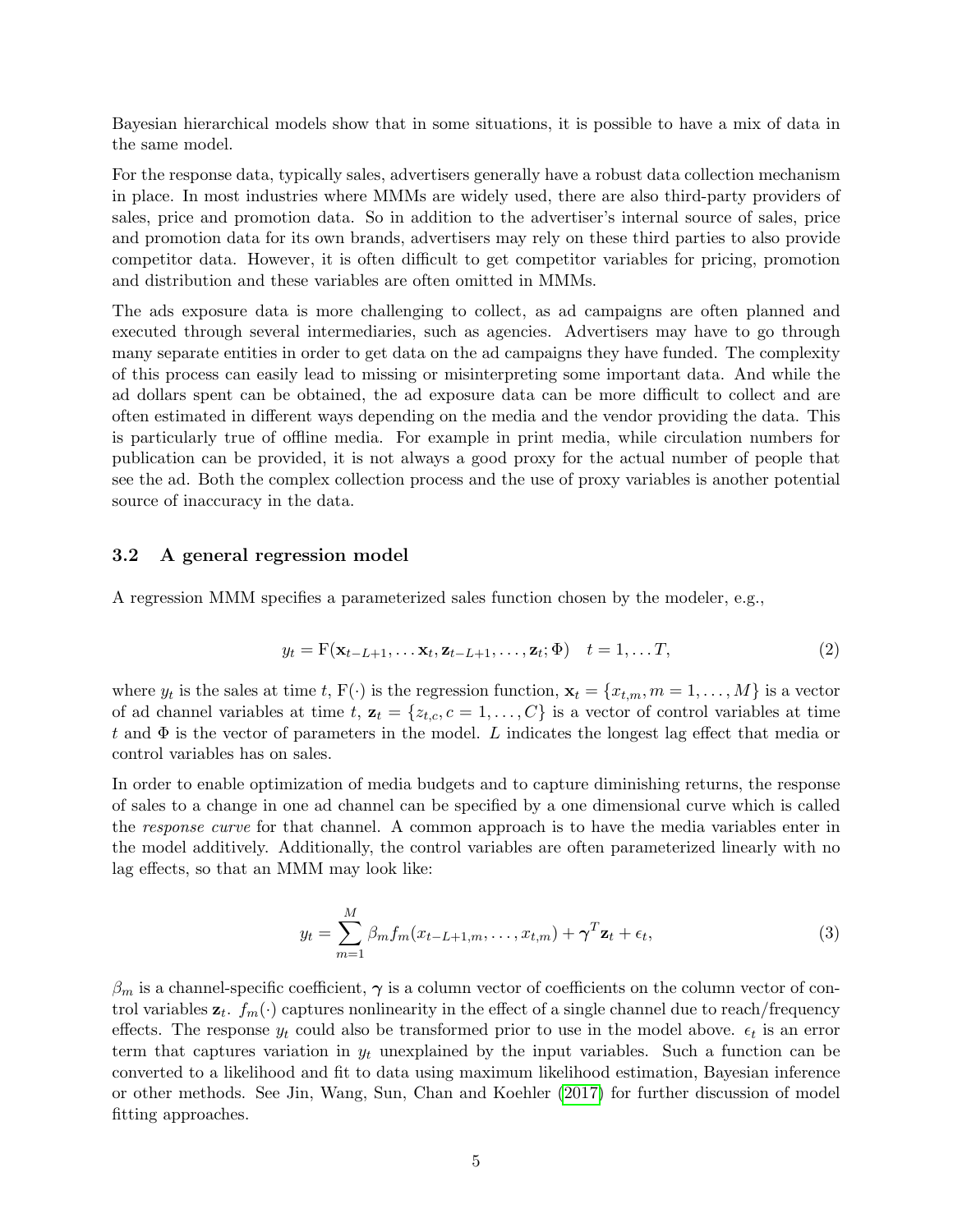Bayesian hierarchical models show that in some situations, it is possible to have a mix of data in the same model.

For the response data, typically sales, advertisers generally have a robust data collection mechanism in place. In most industries where MMMs are widely used, there are also third-party providers of sales, price and promotion data. So in addition to the advertiser's internal source of sales, price and promotion data for its own brands, advertisers may rely on these third parties to also provide competitor data. However, it is often difficult to get competitor variables for pricing, promotion and distribution and these variables are often omitted in MMMs.

The ads exposure data is more challenging to collect, as ad campaigns are often planned and executed through several intermediaries, such as agencies. Advertisers may have to go through many separate entities in order to get data on the ad campaigns they have funded. The complexity of this process can easily lead to missing or misinterpreting some important data. And while the ad dollars spent can be obtained, the ad exposure data can be more difficult to collect and are often estimated in different ways depending on the media and the vendor providing the data. This is particularly true of offline media. For example in print media, while circulation numbers for publication can be provided, it is not always a good proxy for the actual number of people that see the ad. Both the complex collection process and the use of proxy variables is another potential source of inaccuracy in the data.

### 3.2 A general regression model

A regression MMM specifies a parameterized sales function chosen by the modeler, e.g.,

$$y_t = \mathrm{F}(\mathbf{x}_{t-L+1}, \ldots \mathbf{x}_t, \mathbf{z}_{t-L+1}, \ldots, \mathbf{z}_t; \Phi) \quad t = 1, \ldots T, \tag{2}$$

where $y_t$ is the sales at time $t$, $\mathrm{F}(\cdot)$ is the regression function, $\mathbf{x}_t = \{x_{t,m}, m = 1, \ldots, M\}$ is a vector of ad channel variables at time $t$, $\mathbf{z}_t = \{z_{t,c}, c = 1, \ldots, C\}$ is a vector of control variables at time $t$ and $\Phi$ is the vector of parameters in the model. $L$ indicates the longest lag effect that media or control variables has on sales.

In order to enable optimization of media budgets and to capture diminishing returns, the response of sales to a change in one ad channel can be specified by a one dimensional curve which is called the *response curve* for that channel. A common approach is to have the media variables enter in the model additively. Additionally, the control variables are often parameterized linearly with no lag effects, so that an MMM may look like:

$$y_t = \sum_{m=1}^{M} \beta_m f_m(x_{t-L+1,m}, \ldots, x_{t,m}) + \boldsymbol{\gamma}^T \mathbf{z}_t + \epsilon_t, \tag{3}$$

$\beta_m$ is a channel-specific coefficient, $\boldsymbol{\gamma}$ is a column vector of coefficients on the column vector of control variables $\mathbf{z}_t$. $f_m(\cdot)$ captures nonlinearity in the effect of a single channel due to reach/frequency effects. The response $y_t$ could also be transformed prior to use in the model above. $\epsilon_t$ is an error term that captures variation in $y_t$ unexplained by the input variables. Such a function can be converted to a likelihood and fit to data using maximum likelihood estimation, Bayesian inference or other methods. See Jin, Wang, Sun, Chan and Koehler (2017) for further discussion of model fitting approaches.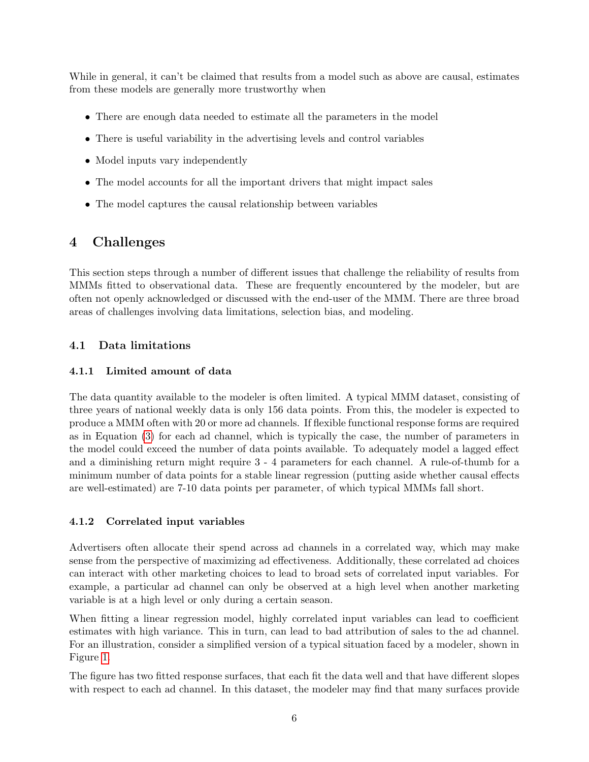While in general, it can't be claimed that results from a model such as above are causal, estimates from these models are generally more trustworthy when

- There are enough data needed to estimate all the parameters in the model
- There is useful variability in the advertising levels and control variables
- Model inputs vary independently
- The model accounts for all the important drivers that might impact sales
- The model captures the causal relationship between variables

# 4 Challenges

This section steps through a number of different issues that challenge the reliability of results from MMMs fitted to observational data. These are frequently encountered by the modeler, but are often not openly acknowledged or discussed with the end-user of the MMM. There are three broad areas of challenges involving data limitations, selection bias, and modeling.

## 4.1 Data limitations

### 4.1.1 Limited amount of data

The data quantity available to the modeler is often limited. A typical MMM dataset, consisting of three years of national weekly data is only 156 data points. From this, the modeler is expected to produce a MMM often with 20 or more ad channels. If flexible functional response forms are required as in Equation (3) for each ad channel, which is typically the case, the number of parameters in the model could exceed the number of data points available. To adequately model a lagged effect and a diminishing return might require 3 - 4 parameters for each channel. A rule-of-thumb for a minimum number of data points for a stable linear regression (putting aside whether causal effects are well-estimated) are 7-10 data points per parameter, of which typical MMMs fall short.

### 4.1.2 Correlated input variables

Advertisers often allocate their spend across ad channels in a correlated way, which may make sense from the perspective of maximizing ad effectiveness. Additionally, these correlated ad choices can interact with other marketing choices to lead to broad sets of correlated input variables. For example, a particular ad channel can only be observed at a high level when another marketing variable is at a high level or only during a certain season.

When fitting a linear regression model, highly correlated input variables can lead to coefficient estimates with high variance. This in turn, can lead to bad attribution of sales to the ad channel. For an illustration, consider a simplified version of a typical situation faced by a modeler, shown in Figure 1.

The figure has two fitted response surfaces, that each fit the data well and that have different slopes with respect to each ad channel. In this dataset, the modeler may find that many surfaces provide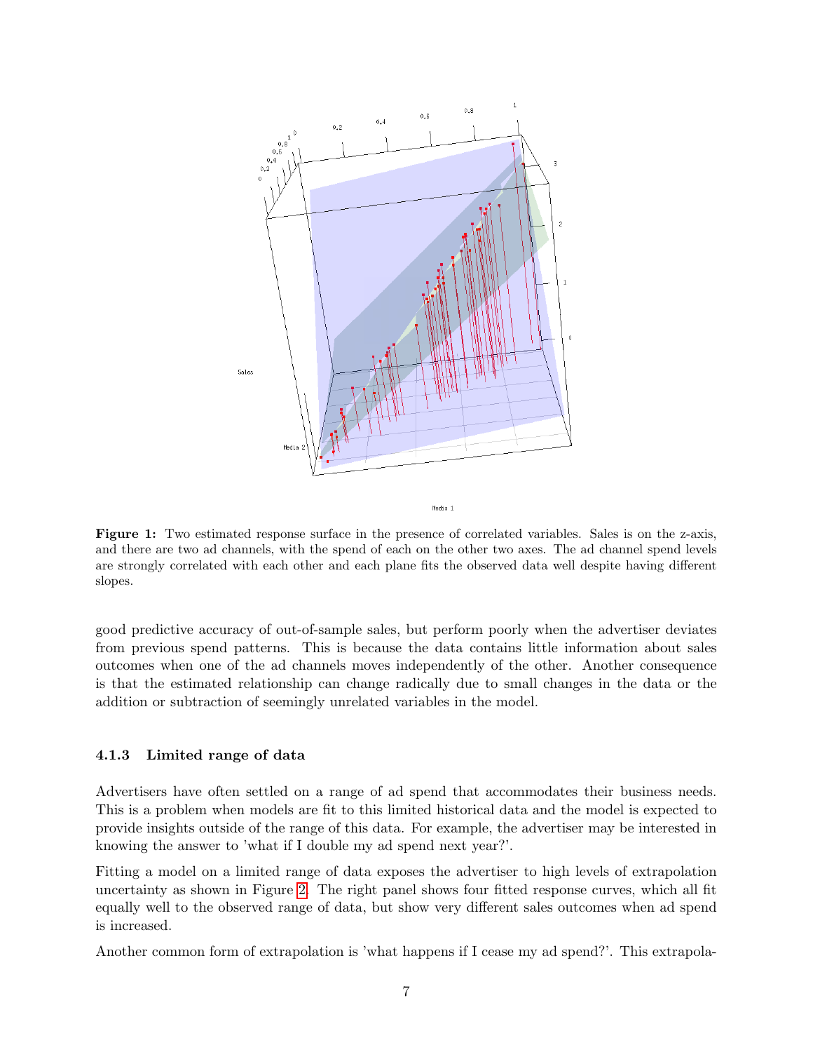**Figure 1:** Two estimated response surface in the presence of correlated variables. Sales is on the z-axis, and there are two ad channels, with the spend of each on the other two axes. The ad channel spend levels are strongly correlated with each other and each plane fits the observed data well despite having different slopes.

good predictive accuracy of out-of-sample sales, but perform poorly when the advertiser deviates from previous spend patterns. This is because the data contains little information about sales outcomes when one of the ad channels moves independently of the other. Another consequence is that the estimated relationship can change radically due to small changes in the data or the addition or subtraction of seemingly unrelated variables in the model.

### 4.1.3 Limited range of data

Advertisers have often settled on a range of ad spend that accommodates their business needs. This is a problem when models are fit to this limited historical data and the model is expected to provide insights outside of the range of this data. For example, the advertiser may be interested in knowing the answer to 'what if I double my ad spend next year?'.

Fitting a model on a limited range of data exposes the advertiser to high levels of extrapolation uncertainty as shown in Figure 2. The right panel shows four fitted response curves, which all fit equally well to the observed range of data, but show very different sales outcomes when ad spend is increased.

Another common form of extrapolation is 'what happens if I cease my ad spend?'. This extrapola-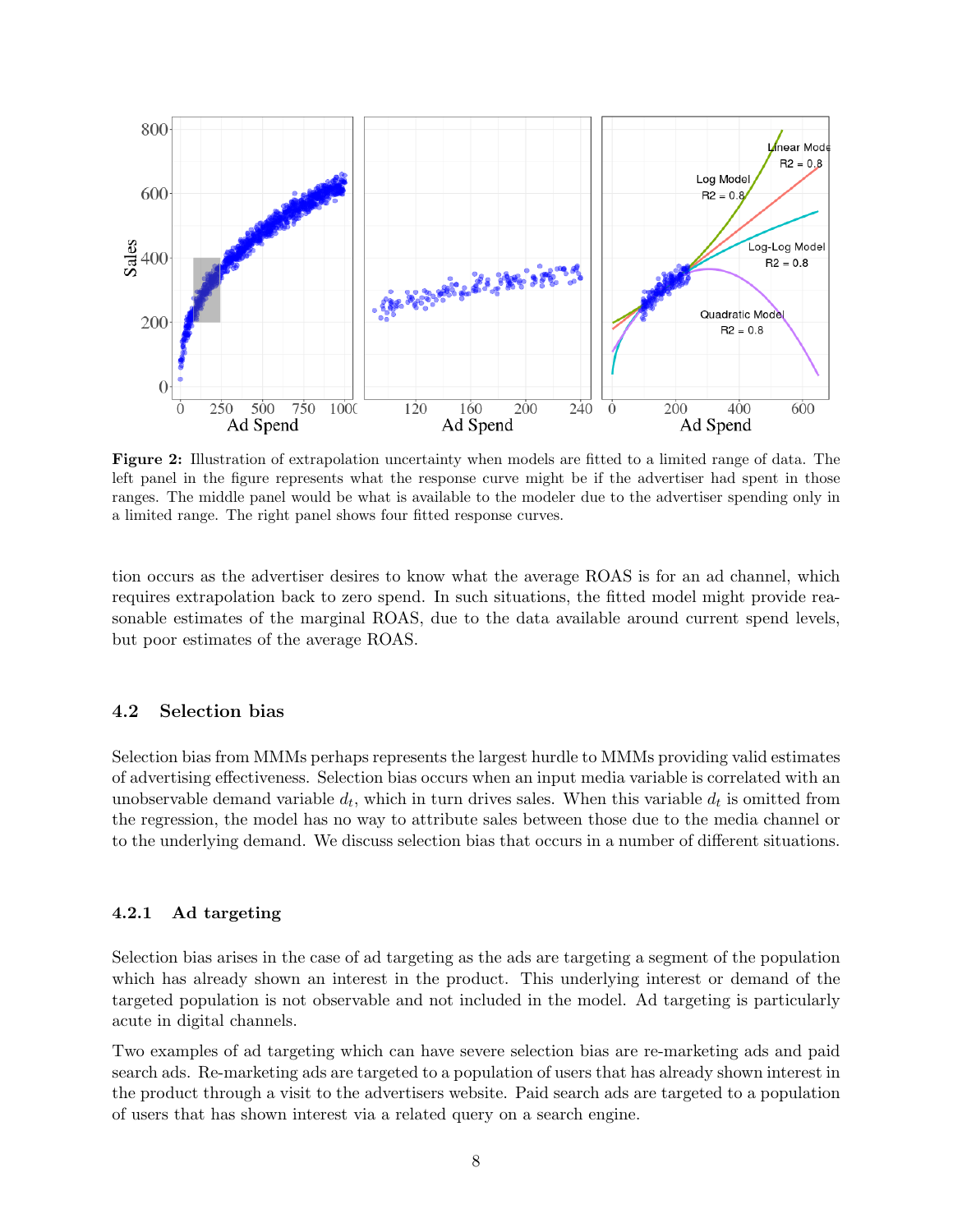**Figure 2:** Illustration of extrapolation uncertainty when models are fitted to a limited range of data. The left panel in the figure represents what the response curve might be if the advertiser had spent in those ranges. The middle panel would be what is available to the modeler due to the advertiser spending only in a limited range. The right panel shows four fitted response curves.

tion occurs as the advertiser desires to know what the average ROAS is for an ad channel, which requires extrapolation back to zero spend. In such situations, the fitted model might provide reasonable estimates of the marginal ROAS, due to the data available around current spend levels, but poor estimates of the average ROAS.

## 4.2 Selection bias

Selection bias from MMMs perhaps represents the largest hurdle to MMMs providing valid estimates of advertising effectiveness. Selection bias occurs when an input media variable is correlated with an unobservable demand variable $d_t$, which in turn drives sales. When this variable $d_t$ is omitted from the regression, the model has no way to attribute sales between those due to the media channel or to the underlying demand. We discuss selection bias that occurs in a number of different situations.

### 4.2.1 Ad targeting

Selection bias arises in the case of ad targeting as the ads are targeting a segment of the population which has already shown an interest in the product. This underlying interest or demand of the targeted population is not observable and not included in the model. Ad targeting is particularly acute in digital channels.

Two examples of ad targeting which can have severe selection bias are re-marketing ads and paid search ads. Re-marketing ads are targeted to a population of users that has already shown interest in the product through a visit to the advertisers website. Paid search ads are targeted to a population of users that has shown interest via a related query on a search engine.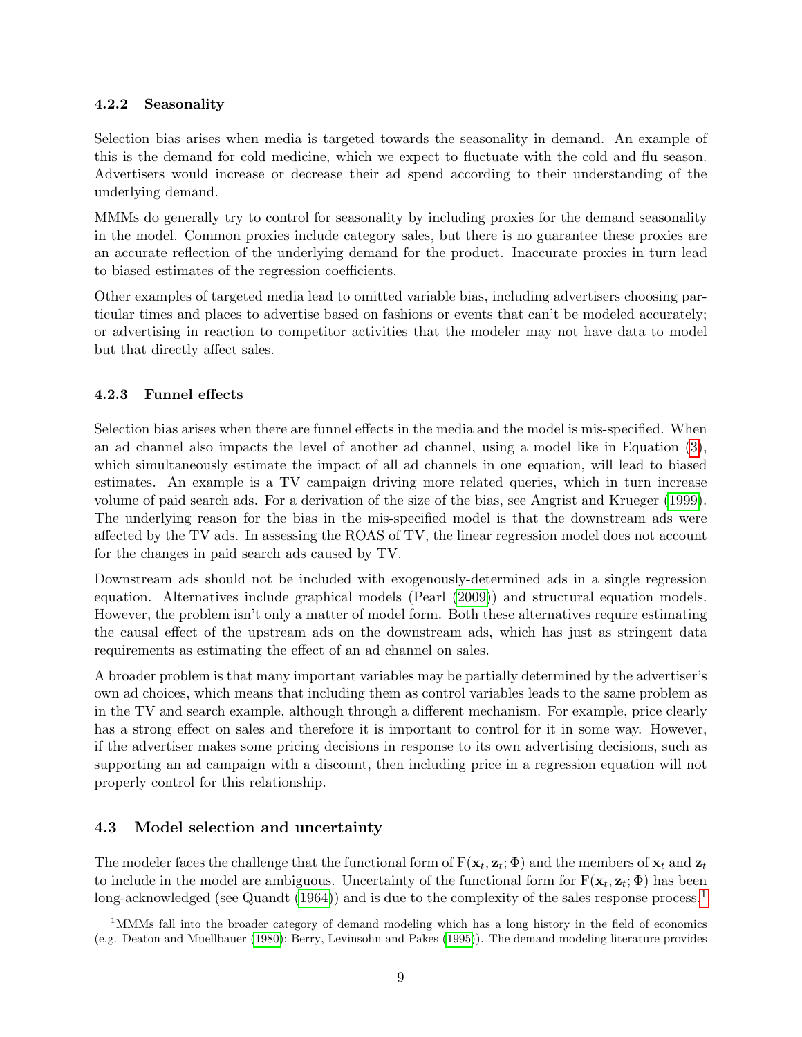### 4.2.2 Seasonality

Selection bias arises when media is targeted towards the seasonality in demand. An example of this is the demand for cold medicine, which we expect to fluctuate with the cold and flu season. Advertisers would increase or decrease their ad spend according to their understanding of the underlying demand.

MMMs do generally try to control for seasonality by including proxies for the demand seasonality in the model. Common proxies include category sales, but there is no guarantee these proxies are an accurate reflection of the underlying demand for the product. Inaccurate proxies in turn lead to biased estimates of the regression coefficients.

Other examples of targeted media lead to omitted variable bias, including advertisers choosing particular times and places to advertise based on fashions or events that can't be modeled accurately; or advertising in reaction to competitor activities that the modeler may not have data to model but that directly affect sales.

### 4.2.3 Funnel effects

Selection bias arises when there are funnel effects in the media and the model is mis-specified. When an ad channel also impacts the level of another ad channel, using a model like in Equation (3), which simultaneously estimate the impact of all ad channels in one equation, will lead to biased estimates. An example is a TV campaign driving more related queries, which in turn increase volume of paid search ads. For a derivation of the size of the bias, see Angrist and Krueger (1999). The underlying reason for the bias in the mis-specified model is that the downstream ads were affected by the TV ads. In assessing the ROAS of TV, the linear regression model does not account for the changes in paid search ads caused by TV.

Downstream ads should not be included with exogenously-determined ads in a single regression equation. Alternatives include graphical models (Pearl (2009)) and structural equation models. However, the problem isn't only a matter of model form. Both these alternatives require estimating the causal effect of the upstream ads on the downstream ads, which has just as stringent data requirements as estimating the effect of an ad channel on sales.

A broader problem is that many important variables may be partially determined by the advertiser's own ad choices, which means that including them as control variables leads to the same problem as in the TV and search example, although through a different mechanism. For example, price clearly has a strong effect on sales and therefore it is important to control for it in some way. However, if the advertiser makes some pricing decisions in response to its own advertising decisions, such as supporting an ad campaign with a discount, then including price in a regression equation will not properly control for this relationship.

## 4.3 Model selection and uncertainty

The modeler faces the challenge that the functional form of $\mathrm{F}(\mathbf{x}_t, \mathbf{z}_t; \Phi)$ and the members of $\mathbf{x}_t$ and $\mathbf{z}_t$ to include in the model are ambiguous. Uncertainty of the functional form for $\mathrm{F}(\mathbf{x}_t, \mathbf{z}_t; \Phi)$ has been long-acknowledged (see Quandt (1964)) and is due to the complexity of the sales response process.[1]

[1] MMMs fall into the broader category of demand modeling which has a long history in the field of economics (e.g. Deaton and Muellbauer (1980); Berry, Levinsohn and Pakes (1995)). The demand modeling literature provides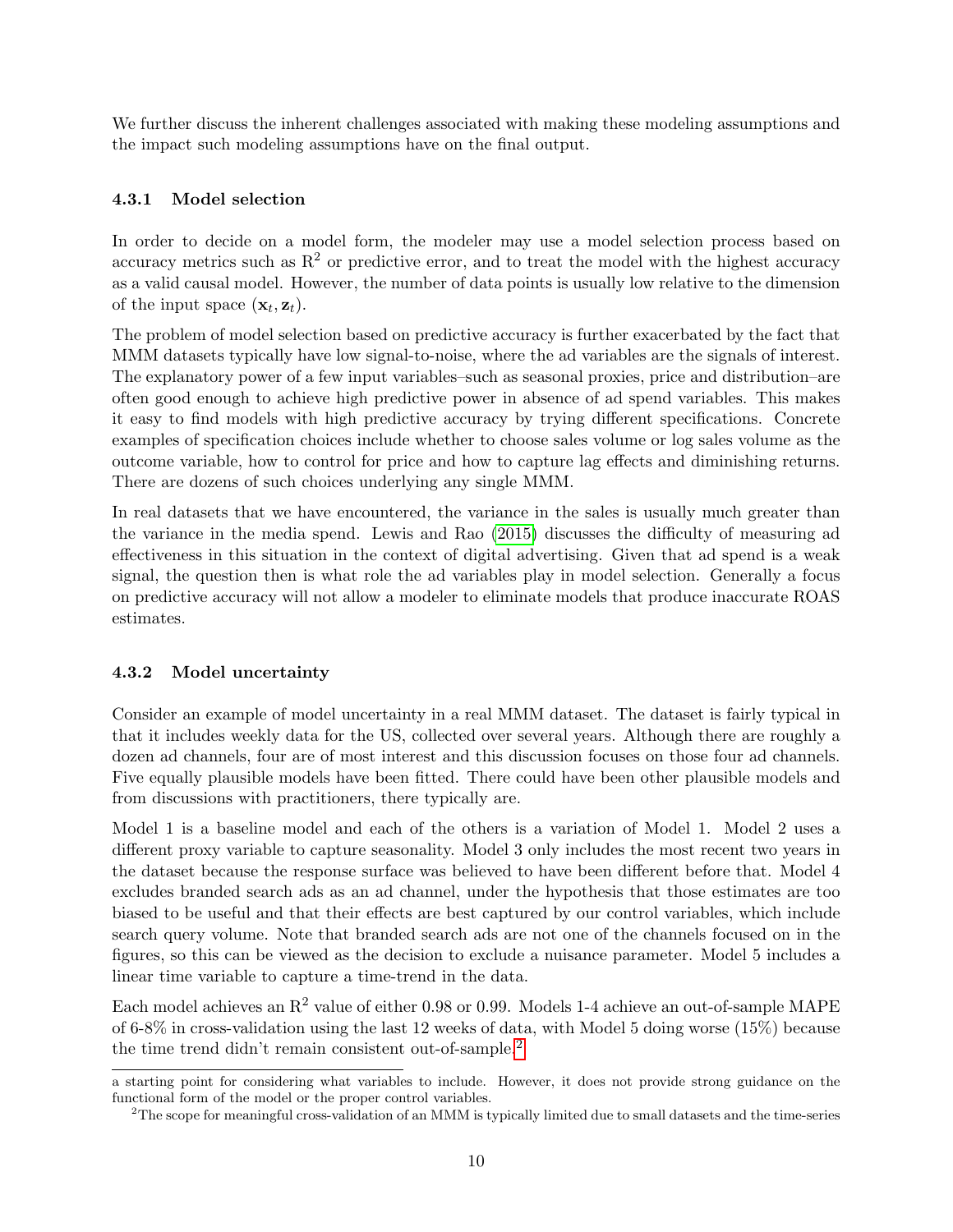We further discuss the inherent challenges associated with making these modeling assumptions and the impact such modeling assumptions have on the final output.

### 4.3.1 Model selection

In order to decide on a model form, the modeler may use a model selection process based on accuracy metrics such as $R^2$ or predictive error, and to treat the model with the highest accuracy as a valid causal model. However, the number of data points is usually low relative to the dimension of the input space $(\mathbf{x}_t, \mathbf{z}_t)$.

The problem of model selection based on predictive accuracy is further exacerbated by the fact that MMM datasets typically have low signal-to-noise, where the ad variables are the signals of interest. The explanatory power of a few input variables–such as seasonal proxies, price and distribution–are often good enough to achieve high predictive power in absence of ad spend variables. This makes it easy to find models with high predictive accuracy by trying different specifications. Concrete examples of specification choices include whether to choose sales volume or log sales volume as the outcome variable, how to control for price and how to capture lag effects and diminishing returns. There are dozens of such choices underlying any single MMM.

In real datasets that we have encountered, the variance in the sales is usually much greater than the variance in the media spend. Lewis and Rao (2015) discusses the difficulty of measuring ad effectiveness in this situation in the context of digital advertising. Given that ad spend is a weak signal, the question then is what role the ad variables play in model selection. Generally a focus on predictive accuracy will not allow a modeler to eliminate models that produce inaccurate ROAS estimates.

### 4.3.2 Model uncertainty

Consider an example of model uncertainty in a real MMM dataset. The dataset is fairly typical in that it includes weekly data for the US, collected over several years. Although there are roughly a dozen ad channels, four are of most interest and this discussion focuses on those four ad channels. Five equally plausible models have been fitted. There could have been other plausible models and from discussions with practitioners, there typically are.

Model 1 is a baseline model and each of the others is a variation of Model 1. Model 2 uses a different proxy variable to capture seasonality. Model 3 only includes the most recent two years in the dataset because the response surface was believed to have been different before that. Model 4 excludes branded search ads as an ad channel, under the hypothesis that those estimates are too biased to be useful and that their effects are best captured by our control variables, which include search query volume. Note that branded search ads are not one of the channels focused on in the figures, so this can be viewed as the decision to exclude a nuisance parameter. Model 5 includes a linear time variable to capture a time-trend in the data.

Each model achieves an $R^2$ value of either 0.98 or 0.99. Models 1-4 achieve an out-of-sample MAPE of 6-8% in cross-validation using the last 12 weeks of data, with Model 5 doing worse (15%) because the time trend didn't remain consistent out-of-sample.[2]

---

a starting point for considering what variables to include. However, it does not provide strong guidance on the functional form of the model or the proper control variables.

[2] The scope for meaningful cross-validation of an MMM is typically limited due to small datasets and the time-series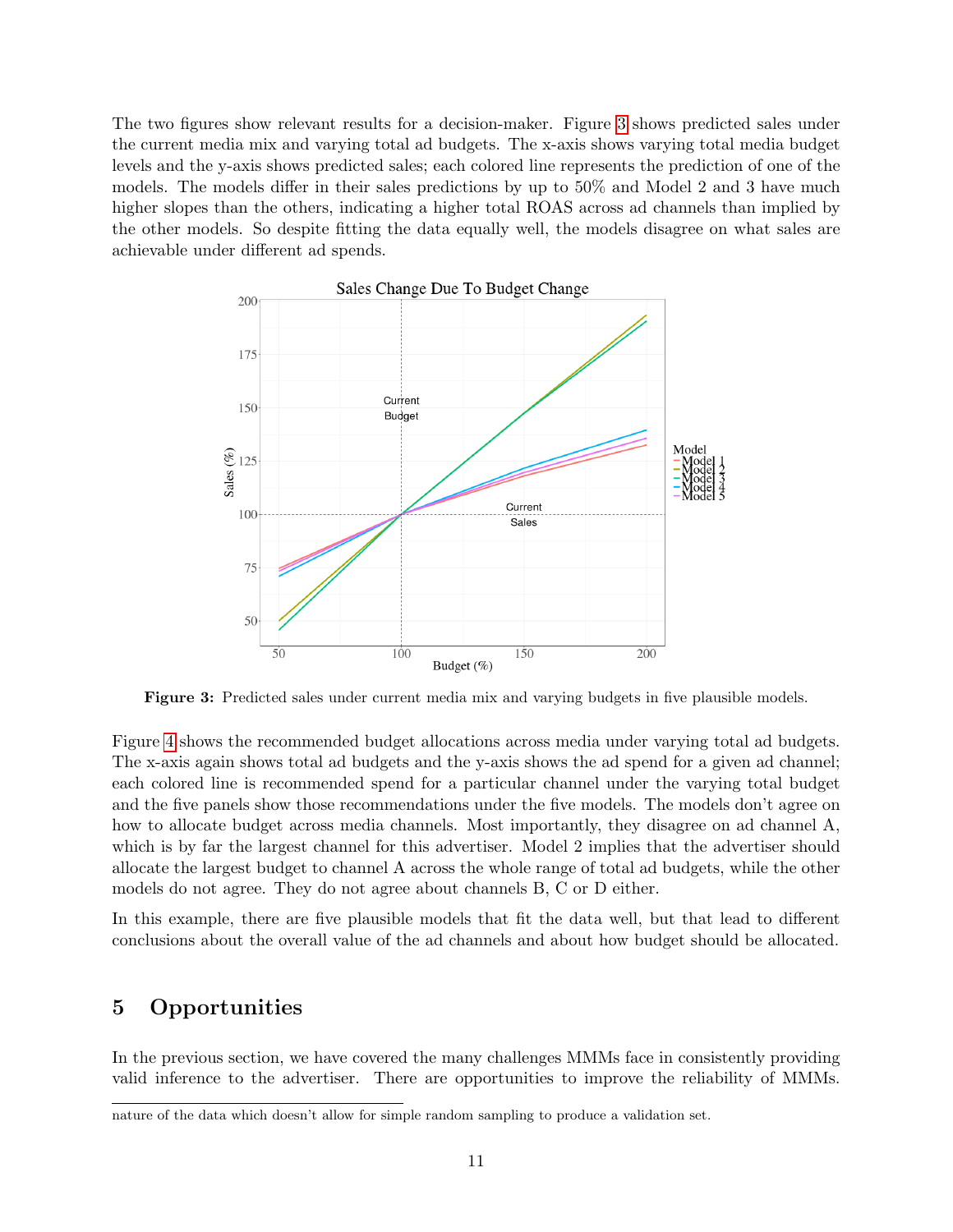The two figures show relevant results for a decision-maker. Figure 3 shows predicted sales under the current media mix and varying total ad budgets. The x-axis shows varying total media budget levels and the y-axis shows predicted sales; each colored line represents the prediction of one of the models. The models differ in their sales predictions by up to 50% and Model 2 and 3 have much higher slopes than the others, indicating a higher total ROAS across ad channels than implied by the other models. So despite fitting the data equally well, the models disagree on what sales are achievable under different ad spends.

**Figure 3:** Predicted sales under current media mix and varying budgets in five plausible models.

Figure 4 shows the recommended budget allocations across media under varying total ad budgets. The x-axis again shows total ad budgets and the y-axis shows the ad spend for a given ad channel; each colored line is recommended spend for a particular channel under the varying total budget and the five panels show those recommendations under the five models. The models don't agree on how to allocate budget across media channels. Most importantly, they disagree on ad channel A, which is by far the largest channel for this advertiser. Model 2 implies that the advertiser should allocate the largest budget to channel A across the whole range of total ad budgets, while the other models do not agree. They do not agree about channels B, C or D either.

In this example, there are five plausible models that fit the data well, but that lead to different conclusions about the overall value of the ad channels and about how budget should be allocated.

## 5 Opportunities

In the previous section, we have covered the many challenges MMMs face in consistently providing valid inference to the advertiser. There are opportunities to improve the reliability of MMMs.

nature of the data which doesn't allow for simple random sampling to produce a validation set.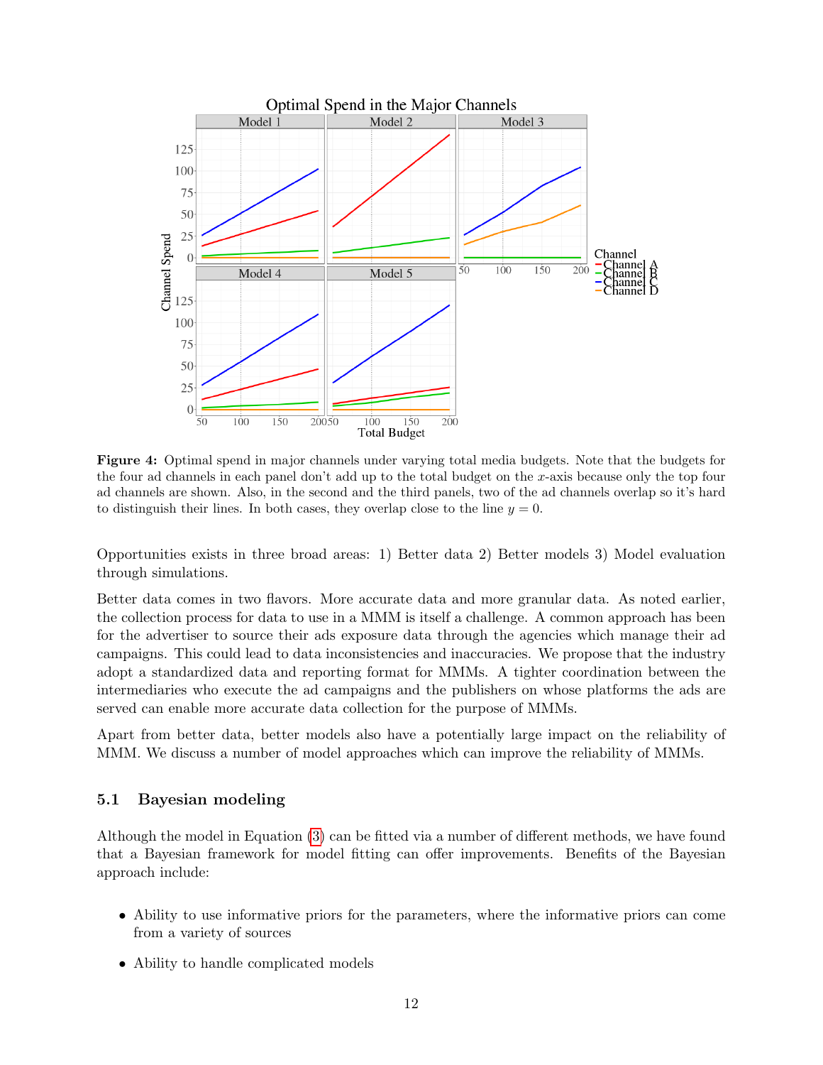**Figure 4:** Optimal spend in major channels under varying total media budgets. Note that the budgets for the four ad channels in each panel don't add up to the total budget on the $x$-axis because only the top four ad channels are shown. Also, in the second and the third panels, two of the ad channels overlap so it's hard to distinguish their lines. In both cases, they overlap close to the line $y = 0$.

Opportunities exists in three broad areas: 1) Better data 2) Better models 3) Model evaluation through simulations.

Better data comes in two flavors. More accurate data and more granular data. As noted earlier, the collection process for data to use in a MMM is itself a challenge. A common approach has been for the advertiser to source their ads exposure data through the agencies which manage their ad campaigns. This could lead to data inconsistencies and inaccuracies. We propose that the industry adopt a standardized data and reporting format for MMMs. A tighter coordination between the intermediaries who execute the ad campaigns and the publishers on whose platforms the ads are served can enable more accurate data collection for the purpose of MMMs.

Apart from better data, better models also have a potentially large impact on the reliability of MMM. We discuss a number of model approaches which can improve the reliability of MMMs.

## 5.1 Bayesian modeling

Although the model in Equation (3) can be fitted via a number of different methods, we have found that a Bayesian framework for model fitting can offer improvements. Benefits of the Bayesian approach include:

- Ability to use informative priors for the parameters, where the informative priors can come from a variety of sources
- Ability to handle complicated models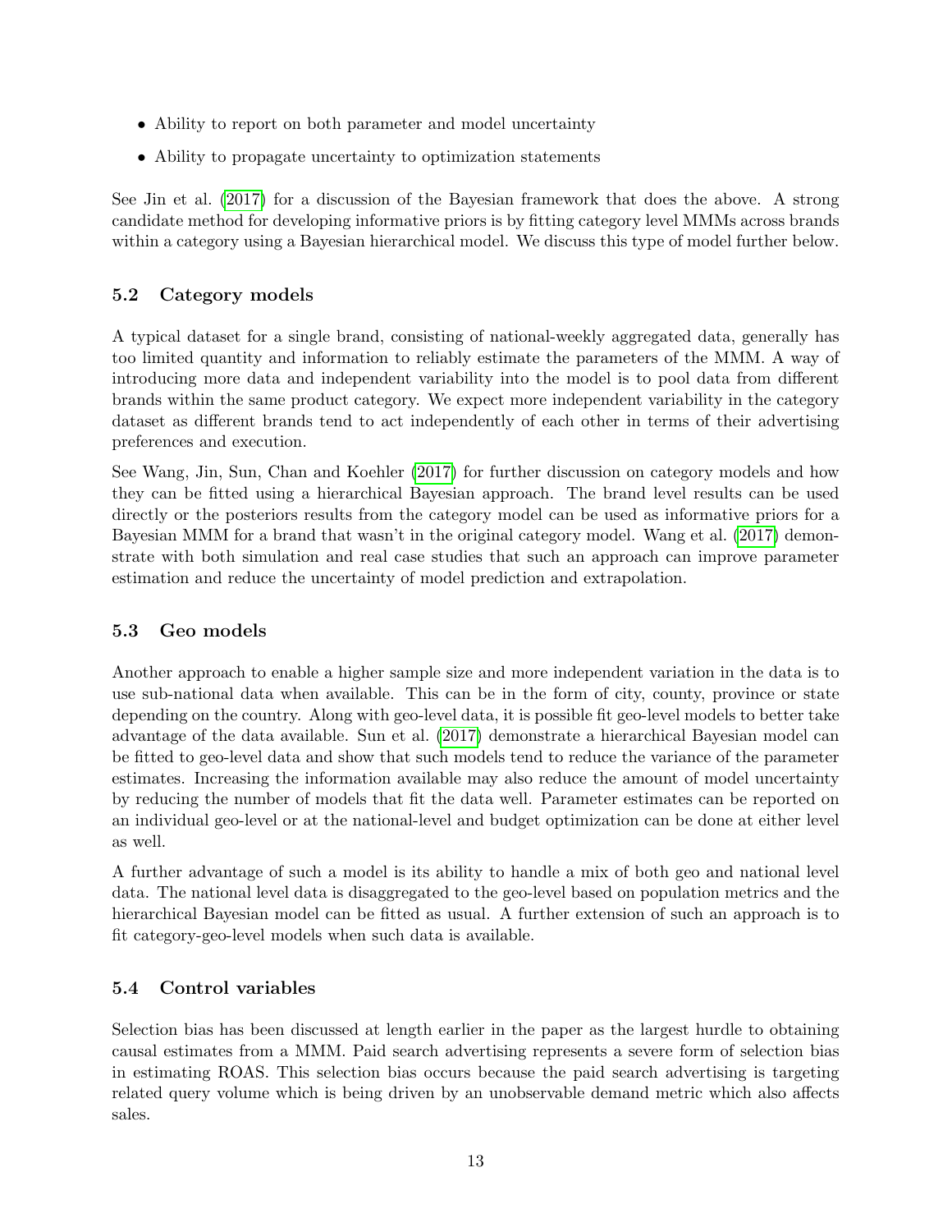- Ability to report on both parameter and model uncertainty
- Ability to propagate uncertainty to optimization statements

See Jin et al. (2017) for a discussion of the Bayesian framework that does the above. A strong candidate method for developing informative priors is by fitting category level MMMs across brands within a category using a Bayesian hierarchical model. We discuss this type of model further below.

### 5.2 Category models

A typical dataset for a single brand, consisting of national-weekly aggregated data, generally has too limited quantity and information to reliably estimate the parameters of the MMM. A way of introducing more data and independent variability into the model is to pool data from different brands within the same product category. We expect more independent variability in the category dataset as different brands tend to act independently of each other in terms of their advertising preferences and execution.

See Wang, Jin, Sun, Chan and Koehler (2017) for further discussion on category models and how they can be fitted using a hierarchical Bayesian approach. The brand level results can be used directly or the posteriors results from the category model can be used as informative priors for a Bayesian MMM for a brand that wasn't in the original category model. Wang et al. (2017) demonstrate with both simulation and real case studies that such an approach can improve parameter estimation and reduce the uncertainty of model prediction and extrapolation.

### 5.3 Geo models

Another approach to enable a higher sample size and more independent variation in the data is to use sub-national data when available. This can be in the form of city, county, province or state depending on the country. Along with geo-level data, it is possible fit geo-level models to better take advantage of the data available. Sun et al. (2017) demonstrate a hierarchical Bayesian model can be fitted to geo-level data and show that such models tend to reduce the variance of the parameter estimates. Increasing the information available may also reduce the amount of model uncertainty by reducing the number of models that fit the data well. Parameter estimates can be reported on an individual geo-level or at the national-level and budget optimization can be done at either level as well.

A further advantage of such a model is its ability to handle a mix of both geo and national level data. The national level data is disaggregated to the geo-level based on population metrics and the hierarchical Bayesian model can be fitted as usual. A further extension of such an approach is to fit category-geo-level models when such data is available.

### 5.4 Control variables

Selection bias has been discussed at length earlier in the paper as the largest hurdle to obtaining causal estimates from a MMM. Paid search advertising represents a severe form of selection bias in estimating ROAS. This selection bias occurs because the paid search advertising is targeting related query volume which is being driven by an unobservable demand metric which also affects sales.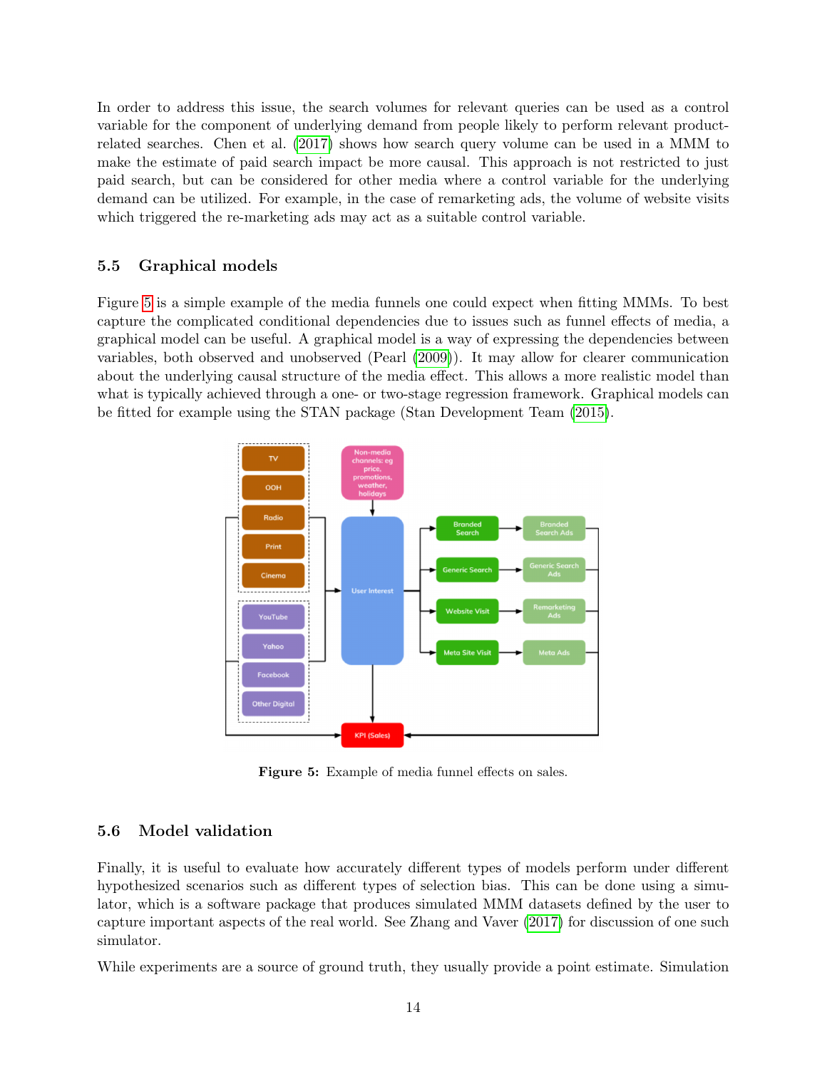In order to address this issue, the search volumes for relevant queries can be used as a control variable for the component of underlying demand from people likely to perform relevant product-related searches. Chen et al. (2017) shows how search query volume can be used in a MMM to make the estimate of paid search impact be more causal. This approach is not restricted to just paid search, but can be considered for other media where a control variable for the underlying demand can be utilized. For example, in the case of remarketing ads, the volume of website visits which triggered the re-marketing ads may act as a suitable control variable.

### 5.5 Graphical models

Figure 5 is a simple example of the media funnels one could expect when fitting MMMs. To best capture the complicated conditional dependencies due to issues such as funnel effects of media, a graphical model can be useful. A graphical model is a way of expressing the dependencies between variables, both observed and unobserved (Pearl (2009)). It may allow for clearer communication about the underlying causal structure of the media effect. This allows a more realistic model than what is typically achieved through a one- or two-stage regression framework. Graphical models can be fitted for example using the STAN package (Stan Development Team (2015).

**Figure 5:** Example of media funnel effects on sales.

### 5.6 Model validation

Finally, it is useful to evaluate how accurately different types of models perform under different hypothesized scenarios such as different types of selection bias. This can be done using a simulator, which is a software package that produces simulated MMM datasets defined by the user to capture important aspects of the real world. See Zhang and Vaver (2017) for discussion of one such simulator.

While experiments are a source of ground truth, they usually provide a point estimate. Simulation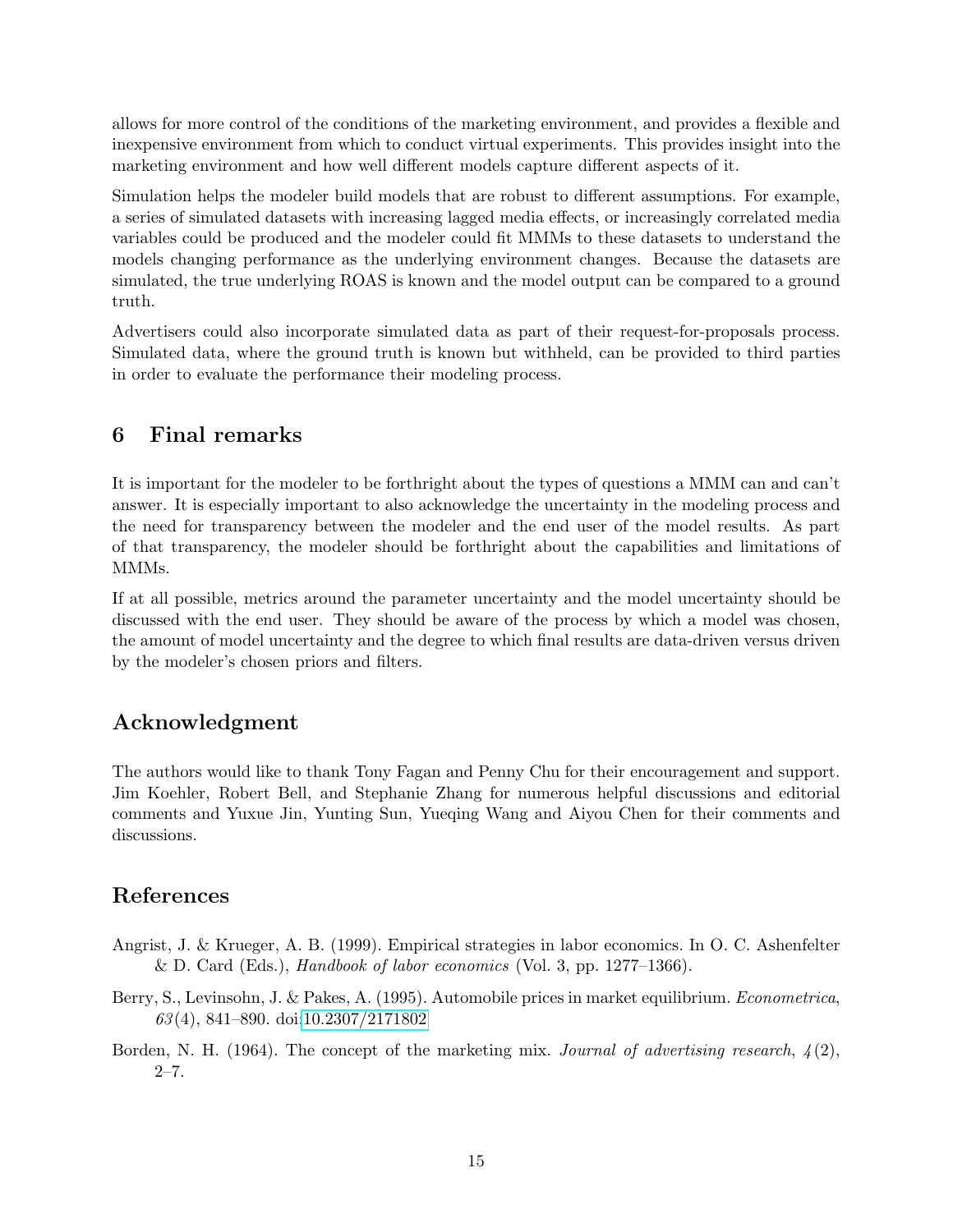allows for more control of the conditions of the marketing environment, and provides a flexible and inexpensive environment from which to conduct virtual experiments. This provides insight into the marketing environment and how well different models capture different aspects of it.

Simulation helps the modeler build models that are robust to different assumptions. For example, a series of simulated datasets with increasing lagged media effects, or increasingly correlated media variables could be produced and the modeler could fit MMMs to these datasets to understand the models changing performance as the underlying environment changes. Because the datasets are simulated, the true underlying ROAS is known and the model output can be compared to a ground truth.

Advertisers could also incorporate simulated data as part of their request-for-proposals process. Simulated data, where the ground truth is known but withheld, can be provided to third parties in order to evaluate the performance their modeling process.

## 6 Final remarks

It is important for the modeler to be forthright about the types of questions a MMM can and can't answer. It is especially important to also acknowledge the uncertainty in the modeling process and the need for transparency between the modeler and the end user of the model results. As part of that transparency, the modeler should be forthright about the capabilities and limitations of MMMs.

If at all possible, metrics around the parameter uncertainty and the model uncertainty should be discussed with the end user. They should be aware of the process by which a model was chosen, the amount of model uncertainty and the degree to which final results are data-driven versus driven by the modeler's chosen priors and filters.

## Acknowledgment

The authors would like to thank Tony Fagan and Penny Chu for their encouragement and support. Jim Koehler, Robert Bell, and Stephanie Zhang for numerous helpful discussions and editorial comments and Yuxue Jin, Yunting Sun, Yueqing Wang and Aiyou Chen for their comments and discussions.

## References

Angrist, J. & Krueger, A. B. (1999). Empirical strategies in labor economics. In O. C. Ashenfelter & D. Card (Eds.), *Handbook of labor economics* (Vol. 3, pp. 1277–1366).

Berry, S., Levinsohn, J. & Pakes, A. (1995). Automobile prices in market equilibrium. *Econometrica*, *63*(4), 841–890. doi:10.2307/2171802

Borden, N. H. (1964). The concept of the marketing mix. *Journal of advertising research*, *4*(2), 2–7.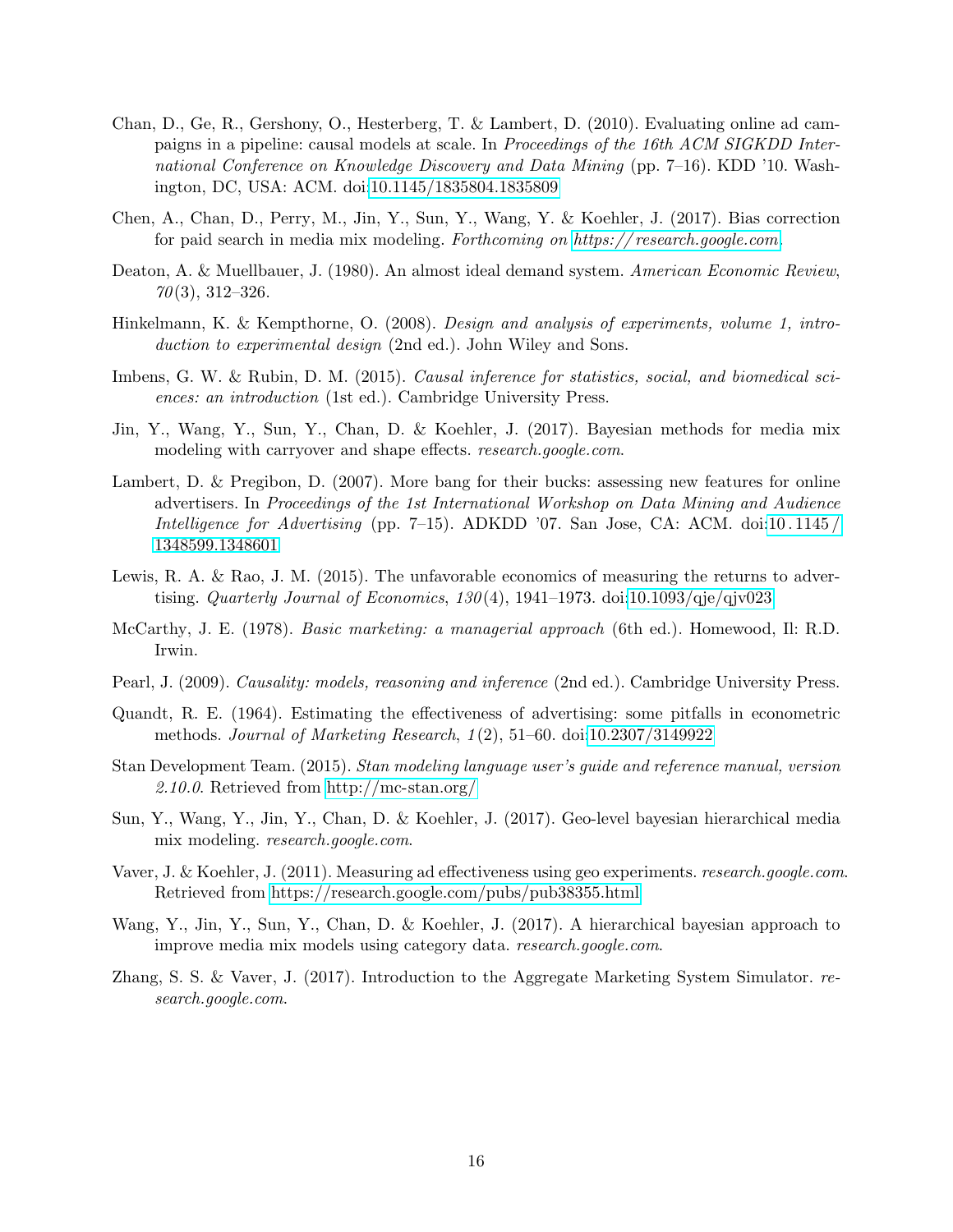Chan, D., Ge, R., Gershony, O., Hesterberg, T. & Lambert, D. (2010). Evaluating online ad campaigns in a pipeline: causal models at scale. In *Proceedings of the 16th ACM SIGKDD International Conference on Knowledge Discovery and Data Mining* (pp. 7–16). KDD '10. Washington, DC, USA: ACM. doi:10.1145/1835804.1835809

Chen, A., Chan, D., Perry, M., Jin, Y., Sun, Y., Wang, Y. & Koehler, J. (2017). Bias correction for paid search in media mix modeling. *Forthcoming on https://research.google.com*.

Deaton, A. & Muellbauer, J. (1980). An almost ideal demand system. *American Economic Review*, *70*(3), 312–326.

Hinkelmann, K. & Kempthorne, O. (2008). *Design and analysis of experiments, volume 1, introduction to experimental design* (2nd ed.). John Wiley and Sons.

Imbens, G. W. & Rubin, D. M. (2015). *Causal inference for statistics, social, and biomedical sciences: an introduction* (1st ed.). Cambridge University Press.

Jin, Y., Wang, Y., Sun, Y., Chan, D. & Koehler, J. (2017). Bayesian methods for media mix modeling with carryover and shape effects. *research.google.com*.

Lambert, D. & Pregibon, D. (2007). More bang for their bucks: assessing new features for online advertisers. In *Proceedings of the 1st International Workshop on Data Mining and Audience Intelligence for Advertising* (pp. 7–15). ADKDD '07. San Jose, CA: ACM. doi:10.1145/1348599.1348601

Lewis, R. A. & Rao, J. M. (2015). The unfavorable economics of measuring the returns to advertising. *Quarterly Journal of Economics*, *130*(4), 1941–1973. doi:10.1093/qje/qjv023

McCarthy, J. E. (1978). *Basic marketing: a managerial approach* (6th ed.). Homewood, Il: R.D. Irwin.

Pearl, J. (2009). *Causality: models, reasoning and inference* (2nd ed.). Cambridge University Press.

Quandt, R. E. (1964). Estimating the effectiveness of advertising: some pitfalls in econometric methods. *Journal of Marketing Research*, *1*(2), 51–60. doi:10.2307/3149922

Stan Development Team. (2015). *Stan modeling language user's guide and reference manual, version 2.10.0*. Retrieved from http://mc-stan.org/

Sun, Y., Wang, Y., Jin, Y., Chan, D. & Koehler, J. (2017). Geo-level bayesian hierarchical media mix modeling. *research.google.com*.

Vaver, J. & Koehler, J. (2011). Measuring ad effectiveness using geo experiments. *research.google.com*. Retrieved from https://research.google.com/pubs/pub38355.html

Wang, Y., Jin, Y., Sun, Y., Chan, D. & Koehler, J. (2017). A hierarchical bayesian approach to improve media mix models using category data. *research.google.com*.

Zhang, S. S. & Vaver, J. (2017). Introduction to the Aggregate Marketing System Simulator. *research.google.com*.